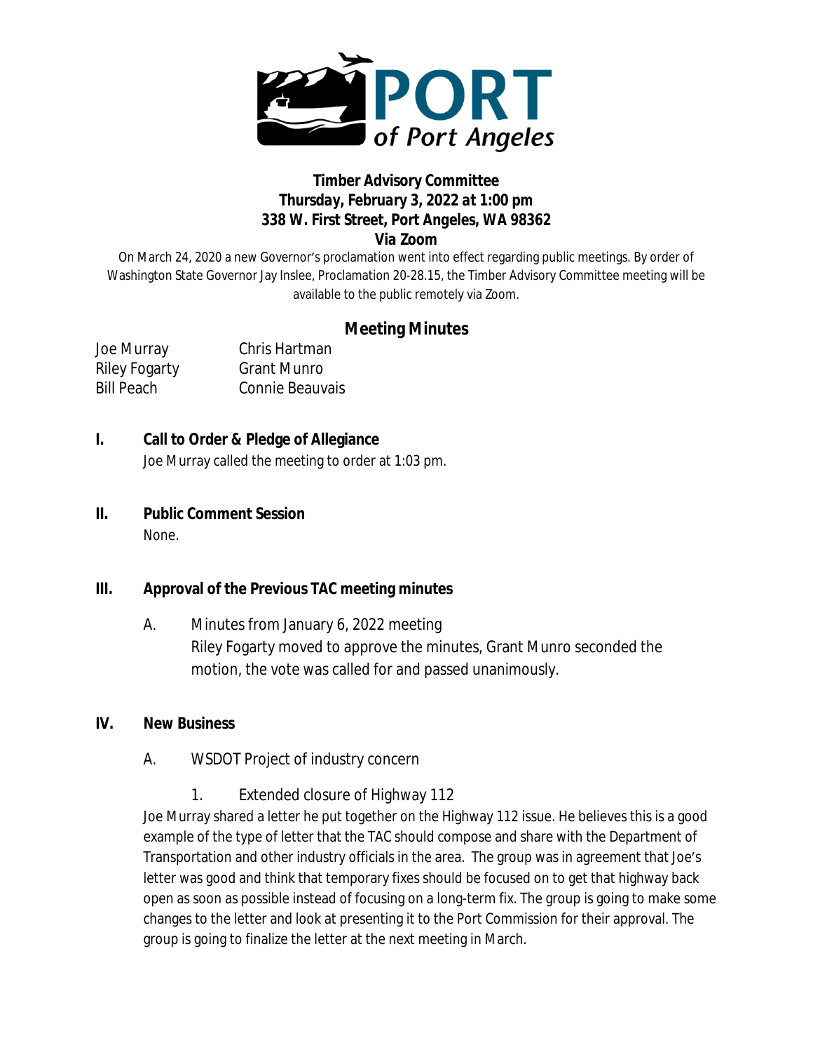# PORT of Port Angeles

## Timber Advisory Committee
**Thursday, February 3, 2022 at 1:00 pm**
**338 W. First Street, Port Angeles, WA 98362**
**Via Zoom**

On March 24, 2020 a new Governor's proclamation went into effect regarding public meetings. By order of Washington State Governor Jay Inslee, Proclamation 20-28.15, the Timber Advisory Committee meeting will be available to the public remotely via Zoom.

## Meeting Minutes

Joe Murray
Riley Fogarty
Bill Peach
Chris Hartman
Grant Munro
Connie Beauvais

### I. Call to Order & Pledge of Allegiance

Joe Murray called the meeting to order at 1:03 pm.

### II. Public Comment Session

None.

### III. Approval of the Previous TAC meeting minutes

A. Minutes from January 6, 2022 meeting
Riley Fogarty moved to approve the minutes, Grant Munro seconded the motion, the vote was called for and passed unanimously.

### IV. New Business

A. WSDOT Project of industry concern

1. Extended closure of Highway 112

Joe Murray shared a letter he put together on the Highway 112 issue. He believes this is a good example of the type of letter that the TAC should compose and share with the Department of Transportation and other industry officials in the area. The group was in agreement that Joe's letter was good and think that temporary fixes should be focused on to get that highway back open as soon as possible instead of focusing on a long-term fix. The group is going to make some changes to the letter and look at presenting it to the Port Commission for their approval. The group is going to finalize the letter at the next meeting in March.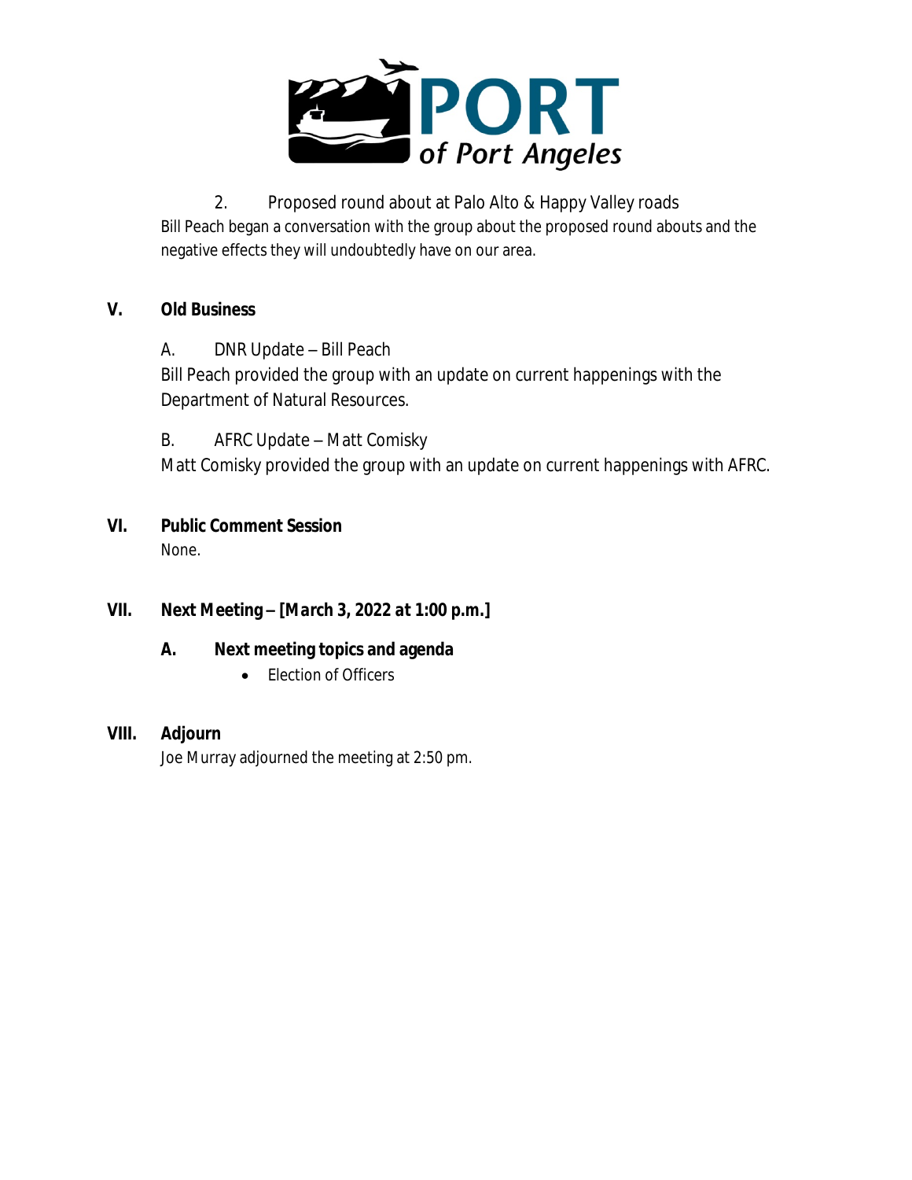2. Proposed round about at Palo Alto & Happy Valley roads

Bill Peach began a conversation with the group about the proposed round abouts and the negative effects they will undoubtedly have on our area.

## V. Old Business

A. DNR Update – Bill Peach

Bill Peach provided the group with an update on current happenings with the Department of Natural Resources.

B. AFRC Update – Matt Comisky

Matt Comisky provided the group with an update on current happenings with AFRC.

## VI. Public Comment Session

None.

## VII. Next Meeting – *[March 3, 2022 at 1:00 p.m.]*

### A. Next meeting topics and agenda

- Election of Officers

## VIII. Adjourn

Joe Murray adjourned the meeting at 2:50 pm.